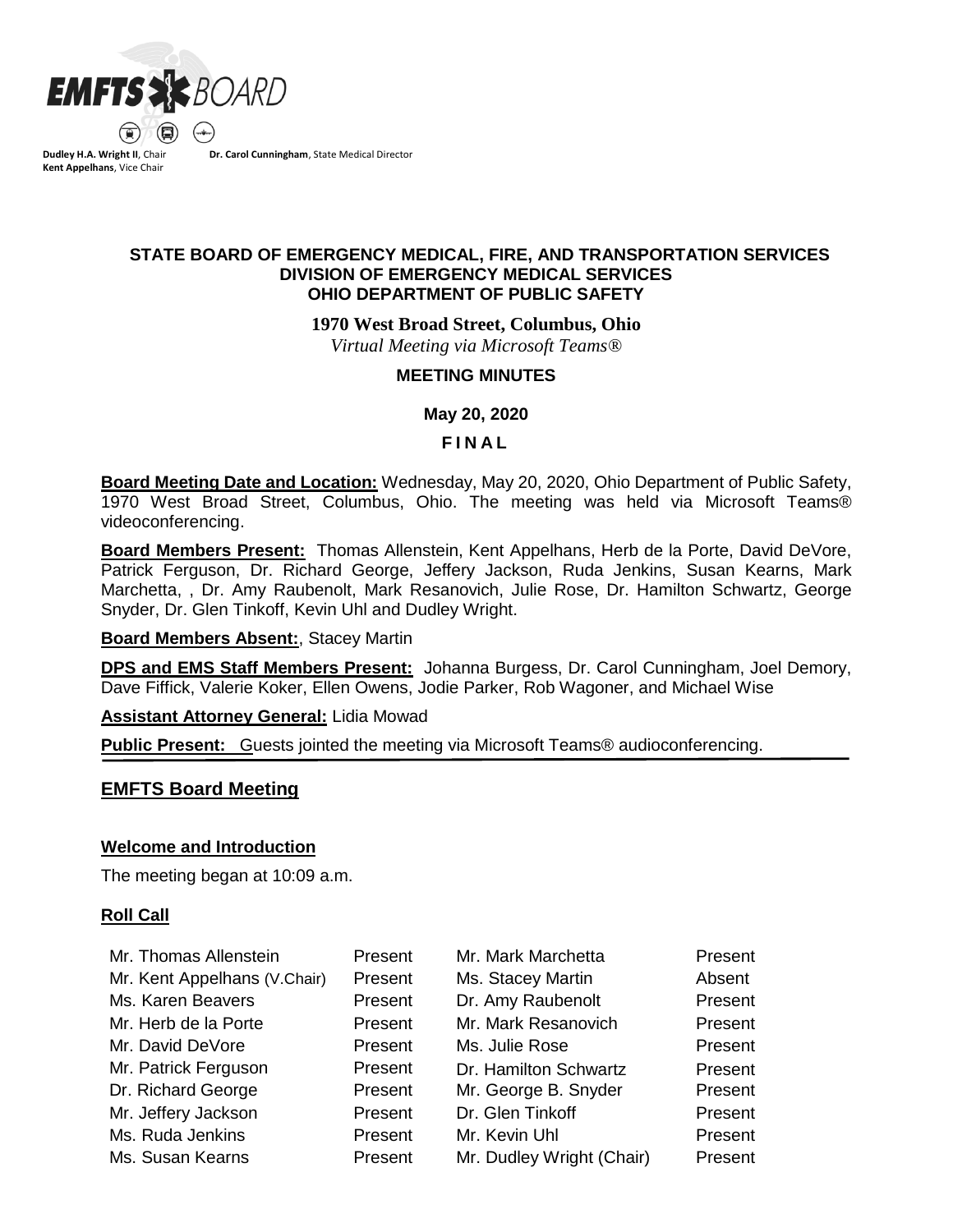**EMFTS BOARD**

**Dudley H.A. Wright II**, Chair **Dr. Carol Cunningham**, State Medical Director
**Kent Appelhans**, Vice Chair

**STATE BOARD OF EMERGENCY MEDICAL, FIRE, AND TRANSPORTATION SERVICES**
**DIVISION OF EMERGENCY MEDICAL SERVICES**
**OHIO DEPARTMENT OF PUBLIC SAFETY**

**1970 West Broad Street, Columbus, Ohio**
*Virtual Meeting via Microsoft Teams®*

**MEETING MINUTES**

**May 20, 2020**

**F I N A L**

**Board Meeting Date and Location:** Wednesday, May 20, 2020, Ohio Department of Public Safety, 1970 West Broad Street, Columbus, Ohio. The meeting was held via Microsoft Teams® videoconferencing.

**Board Members Present:** Thomas Allenstein, Kent Appelhans, Herb de la Porte, David DeVore, Patrick Ferguson, Dr. Richard George, Jeffery Jackson, Ruda Jenkins, Susan Kearns, Mark Marchetta, , Dr. Amy Raubenolt, Mark Resanovich, Julie Rose, Dr. Hamilton Schwartz, George Snyder, Dr. Glen Tinkoff, Kevin Uhl and Dudley Wright.

**Board Members Absent:**, Stacey Martin

**DPS and EMS Staff Members Present:** Johanna Burgess, Dr. Carol Cunningham, Joel Demory, Dave Fiffick, Valerie Koker, Ellen Owens, Jodie Parker, Rob Wagoner, and Michael Wise

**Assistant Attorney General:** Lidia Mowad

**Public Present:** Guests jointed the meeting via Microsoft Teams® audioconferencing.

## EMFTS Board Meeting

### Welcome and Introduction

The meeting began at 10:09 a.m.

### Roll Call

| | | | |
|---|---|---|---|
| Mr. Thomas Allenstein | Present | Mr. Mark Marchetta | Present |
| Mr. Kent Appelhans (V.Chair) | Present | Ms. Stacey Martin | Absent |
| Ms. Karen Beavers | Present | Dr. Amy Raubenolt | Present |
| Mr. Herb de la Porte | Present | Mr. Mark Resanovich | Present |
| Mr. David DeVore | Present | Ms. Julie Rose | Present |
| Mr. Patrick Ferguson | Present | Dr. Hamilton Schwartz | Present |
| Dr. Richard George | Present | Mr. George B. Snyder | Present |
| Mr. Jeffery Jackson | Present | Dr. Glen Tinkoff | Present |
| Ms. Ruda Jenkins | Present | Mr. Kevin Uhl | Present |
| Ms. Susan Kearns | Present | Mr. Dudley Wright (Chair) | Present |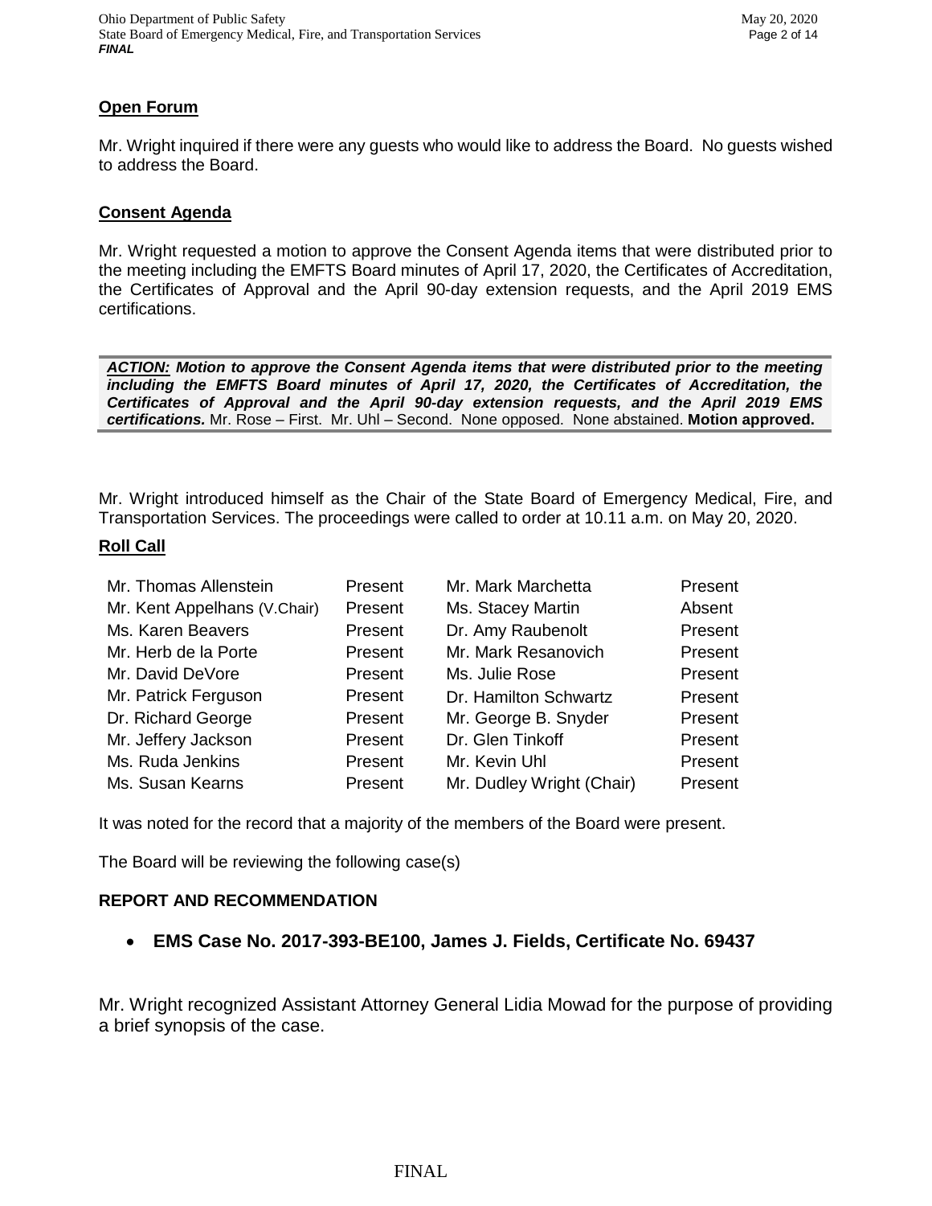## Open Forum

Mr. Wright inquired if there were any guests who would like to address the Board. No guests wished to address the Board.

## Consent Agenda

Mr. Wright requested a motion to approve the Consent Agenda items that were distributed prior to the meeting including the EMFTS Board minutes of April 17, 2020, the Certificates of Accreditation, the Certificates of Approval and the April 90-day extension requests, and the April 2019 EMS certifications.

***ACTION:*** ***Motion to approve the Consent Agenda items that were distributed prior to the meeting including the EMFTS Board minutes of April 17, 2020, the Certificates of Accreditation, the Certificates of Approval and the April 90-day extension requests, and the April 2019 EMS certifications.*** Mr. Rose – First. Mr. Uhl – Second. None opposed. None abstained. **Motion approved.**

Mr. Wright introduced himself as the Chair of the State Board of Emergency Medical, Fire, and Transportation Services. The proceedings were called to order at 10.11 a.m. on May 20, 2020.

## Roll Call

| | | | |
|---|---|---|---|
| Mr. Thomas Allenstein | Present | Mr. Mark Marchetta | Present |
| Mr. Kent Appelhans (V.Chair) | Present | Ms. Stacey Martin | Absent |
| Ms. Karen Beavers | Present | Dr. Amy Raubenolt | Present |
| Mr. Herb de la Porte | Present | Mr. Mark Resanovich | Present |
| Mr. David DeVore | Present | Ms. Julie Rose | Present |
| Mr. Patrick Ferguson | Present | Dr. Hamilton Schwartz | Present |
| Dr. Richard George | Present | Mr. George B. Snyder | Present |
| Mr. Jeffery Jackson | Present | Dr. Glen Tinkoff | Present |
| Ms. Ruda Jenkins | Present | Mr. Kevin Uhl | Present |
| Ms. Susan Kearns | Present | Mr. Dudley Wright (Chair) | Present |

It was noted for the record that a majority of the members of the Board were present.

The Board will be reviewing the following case(s)

**REPORT AND RECOMMENDATION**

- **EMS Case No. 2017-393-BE100, James J. Fields, Certificate No. 69437**

Mr. Wright recognized Assistant Attorney General Lidia Mowad for the purpose of providing a brief synopsis of the case.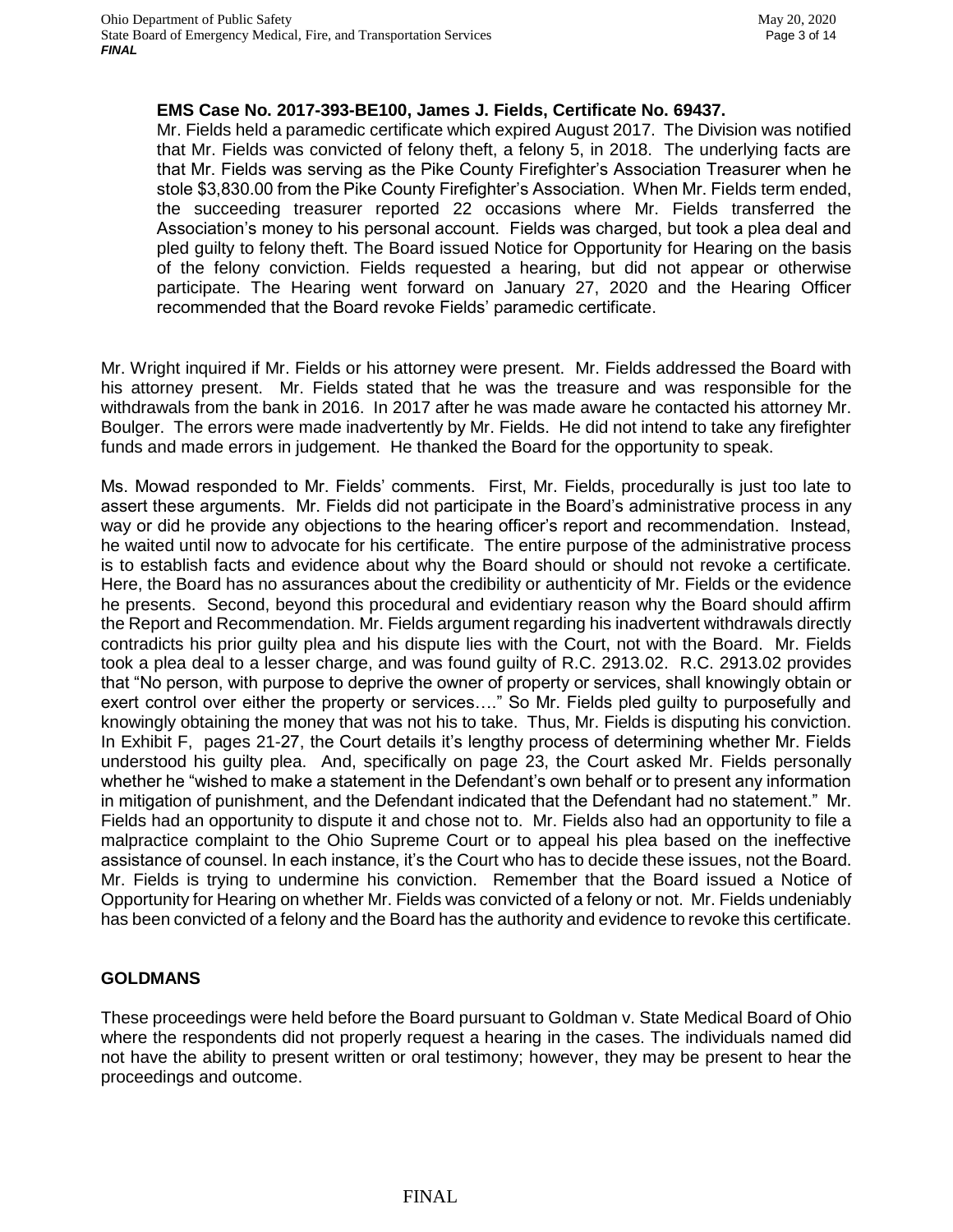**EMS Case No. 2017-393-BE100, James J. Fields, Certificate No. 69437.**

Mr. Fields held a paramedic certificate which expired August 2017. The Division was notified that Mr. Fields was convicted of felony theft, a felony 5, in 2018. The underlying facts are that Mr. Fields was serving as the Pike County Firefighter's Association Treasurer when he stole $3,830.00 from the Pike County Firefighter's Association. When Mr. Fields term ended, the succeeding treasurer reported 22 occasions where Mr. Fields transferred the Association's money to his personal account. Fields was charged, but took a plea deal and pled guilty to felony theft. The Board issued Notice for Opportunity for Hearing on the basis of the felony conviction. Fields requested a hearing, but did not appear or otherwise participate. The Hearing went forward on January 27, 2020 and the Hearing Officer recommended that the Board revoke Fields' paramedic certificate.

Mr. Wright inquired if Mr. Fields or his attorney were present. Mr. Fields addressed the Board with his attorney present. Mr. Fields stated that he was the treasure and was responsible for the withdrawals from the bank in 2016. In 2017 after he was made aware he contacted his attorney Mr. Boulger. The errors were made inadvertently by Mr. Fields. He did not intend to take any firefighter funds and made errors in judgement. He thanked the Board for the opportunity to speak.

Ms. Mowad responded to Mr. Fields' comments. First, Mr. Fields, procedurally is just too late to assert these arguments. Mr. Fields did not participate in the Board's administrative process in any way or did he provide any objections to the hearing officer's report and recommendation. Instead, he waited until now to advocate for his certificate. The entire purpose of the administrative process is to establish facts and evidence about why the Board should or should not revoke a certificate. Here, the Board has no assurances about the credibility or authenticity of Mr. Fields or the evidence he presents. Second, beyond this procedural and evidentiary reason why the Board should affirm the Report and Recommendation. Mr. Fields argument regarding his inadvertent withdrawals directly contradicts his prior guilty plea and his dispute lies with the Court, not with the Board. Mr. Fields took a plea deal to a lesser charge, and was found guilty of R.C. 2913.02. R.C. 2913.02 provides that "No person, with purpose to deprive the owner of property or services, shall knowingly obtain or exert control over either the property or services…." So Mr. Fields pled guilty to purposefully and knowingly obtaining the money that was not his to take. Thus, Mr. Fields is disputing his conviction. In Exhibit F, pages 21-27, the Court details it's lengthy process of determining whether Mr. Fields understood his guilty plea. And, specifically on page 23, the Court asked Mr. Fields personally whether he "wished to make a statement in the Defendant's own behalf or to present any information in mitigation of punishment, and the Defendant indicated that the Defendant had no statement." Mr. Fields had an opportunity to dispute it and chose not to. Mr. Fields also had an opportunity to file a malpractice complaint to the Ohio Supreme Court or to appeal his plea based on the ineffective assistance of counsel. In each instance, it's the Court who has to decide these issues, not the Board. Mr. Fields is trying to undermine his conviction. Remember that the Board issued a Notice of Opportunity for Hearing on whether Mr. Fields was convicted of a felony or not. Mr. Fields undeniably has been convicted of a felony and the Board has the authority and evidence to revoke this certificate.

## GOLDMANS

These proceedings were held before the Board pursuant to Goldman v. State Medical Board of Ohio where the respondents did not properly request a hearing in the cases. The individuals named did not have the ability to present written or oral testimony; however, they may be present to hear the proceedings and outcome.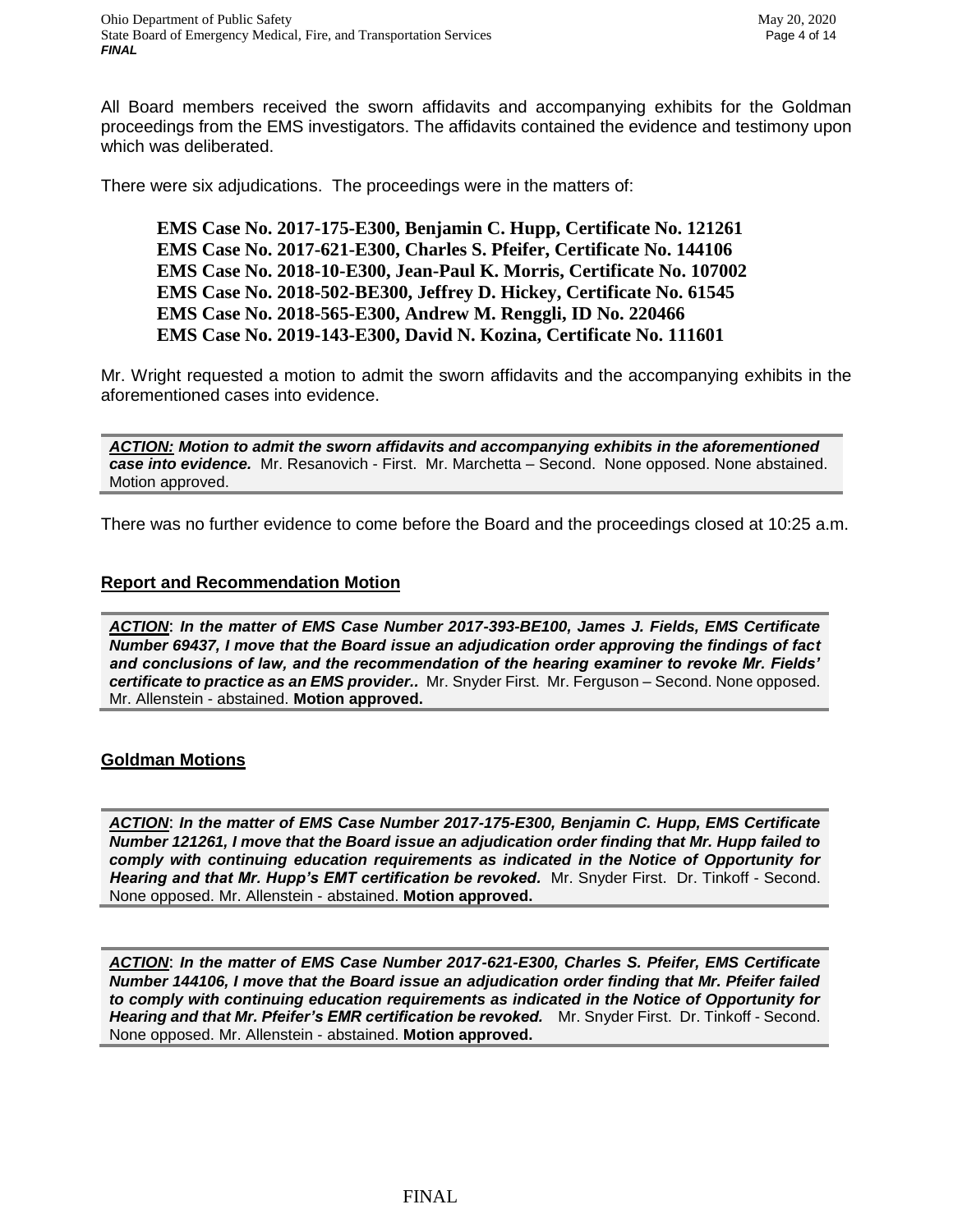All Board members received the sworn affidavits and accompanying exhibits for the Goldman proceedings from the EMS investigators. The affidavits contained the evidence and testimony upon which was deliberated.

There were six adjudications. The proceedings were in the matters of:

> **EMS Case No. 2017-175-E300, Benjamin C. Hupp, Certificate No. 121261**
> **EMS Case No. 2017-621-E300, Charles S. Pfeifer, Certificate No. 144106**
> **EMS Case No. 2018-10-E300, Jean-Paul K. Morris, Certificate No. 107002**
> **EMS Case No. 2018-502-BE300, Jeffrey D. Hickey, Certificate No. 61545**
> **EMS Case No. 2018-565-E300, Andrew M. Renggli, ID No. 220466**
> **EMS Case No. 2019-143-E300, David N. Kozina, Certificate No. 111601**

Mr. Wright requested a motion to admit the sworn affidavits and the accompanying exhibits in the aforementioned cases into evidence.

***ACTION:* Motion to admit the sworn affidavits and accompanying exhibits in the aforementioned case into evidence.** Mr. Resanovich - First. Mr. Marchetta – Second. None opposed. None abstained. Motion approved.

There was no further evidence to come before the Board and the proceedings closed at 10:25 a.m.

## Report and Recommendation Motion

***ACTION*: *In the matter of EMS Case Number 2017-393-BE100, James J. Fields, EMS Certificate Number 69437, I move that the Board issue an adjudication order approving the findings of fact and conclusions of law, and the recommendation of the hearing examiner to revoke Mr. Fields' certificate to practice as an EMS provider..*** Mr. Snyder First. Mr. Ferguson – Second. None opposed. Mr. Allenstein - abstained. **Motion approved.**

## Goldman Motions

***ACTION*: *In the matter of EMS Case Number 2017-175-E300, Benjamin C. Hupp, EMS Certificate Number 121261, I move that the Board issue an adjudication order finding that Mr. Hupp failed to comply with continuing education requirements as indicated in the Notice of Opportunity for Hearing and that Mr. Hupp's EMT certification be revoked.*** Mr. Snyder First. Dr. Tinkoff - Second. None opposed. Mr. Allenstein - abstained. **Motion approved.**

***ACTION*: *In the matter of EMS Case Number 2017-621-E300, Charles S. Pfeifer, EMS Certificate Number 144106, I move that the Board issue an adjudication order finding that Mr. Pfeifer failed to comply with continuing education requirements as indicated in the Notice of Opportunity for Hearing and that Mr. Pfeifer's EMR certification be revoked.*** Mr. Snyder First. Dr. Tinkoff - Second. None opposed. Mr. Allenstein - abstained. **Motion approved.**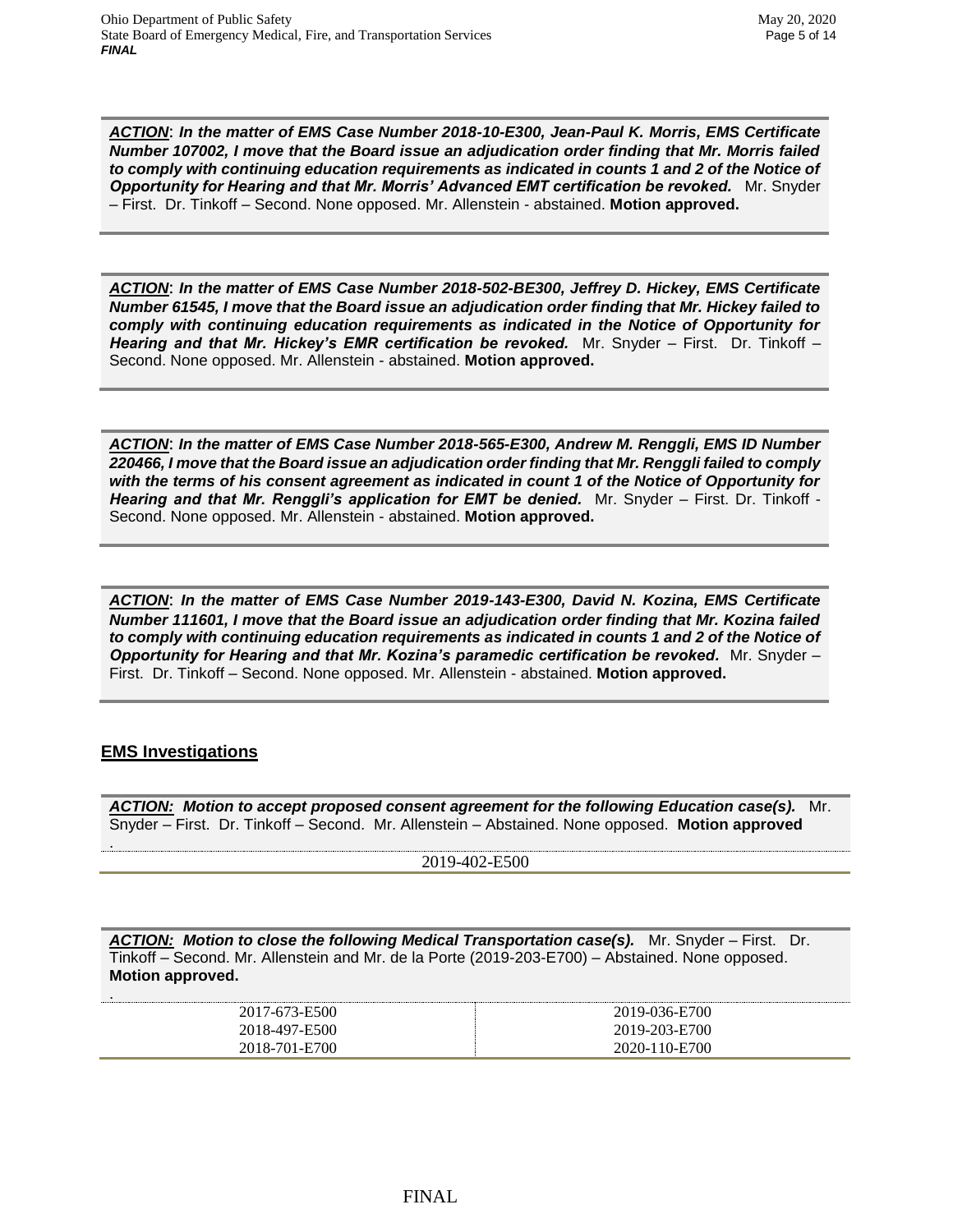***ACTION*: *In the matter of EMS Case Number 2018-10-E300, Jean-Paul K. Morris, EMS Certificate Number 107002, I move that the Board issue an adjudication order finding that Mr. Morris failed to comply with continuing education requirements as indicated in counts 1 and 2 of the Notice of Opportunity for Hearing and that Mr. Morris' Advanced EMT certification be revoked.*** Mr. Snyder – First. Dr. Tinkoff – Second. None opposed. Mr. Allenstein - abstained. **Motion approved.**

***ACTION*: *In the matter of EMS Case Number 2018-502-BE300, Jeffrey D. Hickey, EMS Certificate Number 61545, I move that the Board issue an adjudication order finding that Mr. Hickey failed to comply with continuing education requirements as indicated in the Notice of Opportunity for Hearing and that Mr. Hickey's EMR certification be revoked.*** Mr. Snyder – First. Dr. Tinkoff – Second. None opposed. Mr. Allenstein - abstained. **Motion approved.**

***ACTION*: *In the matter of EMS Case Number 2018-565-E300, Andrew M. Renggli, EMS ID Number 220466, I move that the Board issue an adjudication order finding that Mr. Renggli failed to comply with the terms of his consent agreement as indicated in count 1 of the Notice of Opportunity for Hearing and that Mr. Renggli's application for EMT be denied.*** Mr. Snyder – First. Dr. Tinkoff - Second. None opposed. Mr. Allenstein - abstained. **Motion approved.**

***ACTION*: *In the matter of EMS Case Number 2019-143-E300, David N. Kozina, EMS Certificate Number 111601, I move that the Board issue an adjudication order finding that Mr. Kozina failed to comply with continuing education requirements as indicated in counts 1 and 2 of the Notice of Opportunity for Hearing and that Mr. Kozina's paramedic certification be revoked.*** Mr. Snyder – First. Dr. Tinkoff – Second. None opposed. Mr. Allenstein - abstained. **Motion approved.**

## EMS Investigations

***ACTION:* *Motion to accept proposed consent agreement for the following Education case(s).*** Mr. Snyder – First. Dr. Tinkoff – Second. Mr. Allenstein – Abstained. None opposed. **Motion approved**

2019-402-E500

***ACTION:* *Motion to close the following Medical Transportation case(s).*** Mr. Snyder – First. Dr. Tinkoff – Second. Mr. Allenstein and Mr. de la Porte (2019-203-E700) – Abstained. None opposed. **Motion approved.**

| | |
|---|---|
| 2017-673-E500 | 2019-036-E700 |
| 2018-497-E500 | 2019-203-E700 |
| 2018-701-E700 | 2020-110-E700 |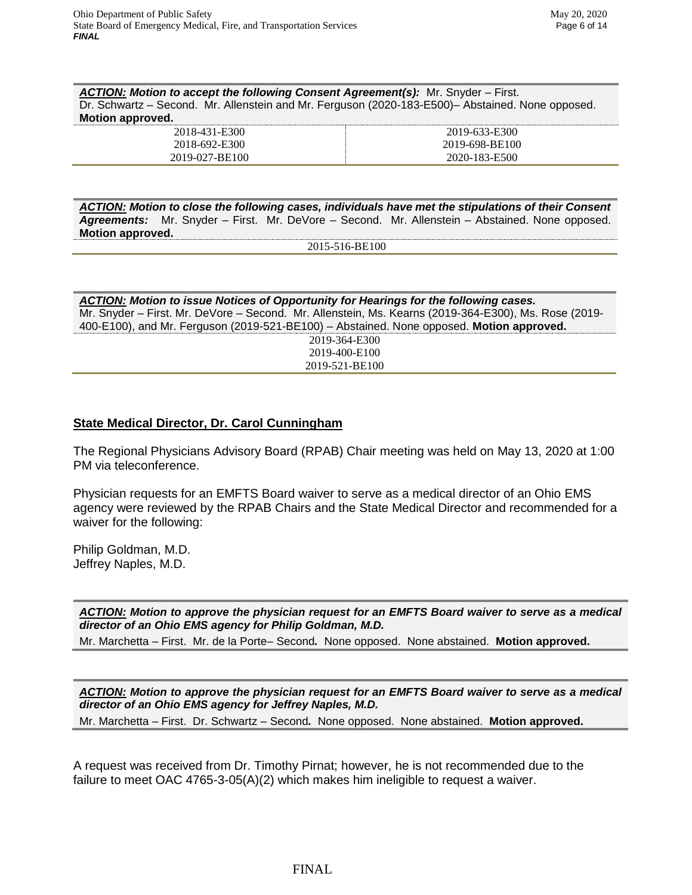***ACTION:*** ***Motion to accept the following Consent Agreement(s):*** Mr. Snyder – First. Dr. Schwartz – Second. Mr. Allenstein and Mr. Ferguson (2020-183-E500)– Abstained. None opposed. **Motion approved.**

| | |
|---|---|
| 2018-431-E300 | 2019-633-E300 |
| 2018-692-E300 | 2019-698-BE100 |
| 2019-027-BE100 | 2020-183-E500 |

***ACTION:*** ***Motion to close the following cases, individuals have met the stipulations of their Consent Agreements:*** Mr. Snyder – First. Mr. DeVore – Second. Mr. Allenstein – Abstained. None opposed. **Motion approved.**

2015-516-BE100

***ACTION:*** ***Motion to issue Notices of Opportunity for Hearings for the following cases.*** Mr. Snyder – First. Mr. DeVore – Second. Mr. Allenstein, Ms. Kearns (2019-364-E300), Ms. Rose (2019-400-E100), and Mr. Ferguson (2019-521-BE100) – Abstained. None opposed. **Motion approved.**

2019-364-E300
2019-400-E100
2019-521-BE100

## State Medical Director, Dr. Carol Cunningham

The Regional Physicians Advisory Board (RPAB) Chair meeting was held on May 13, 2020 at 1:00 PM via teleconference.

Physician requests for an EMFTS Board waiver to serve as a medical director of an Ohio EMS agency were reviewed by the RPAB Chairs and the State Medical Director and recommended for a waiver for the following:

Philip Goldman, M.D.
Jeffrey Naples, M.D.

***ACTION:*** ***Motion to approve the physician request for an EMFTS Board waiver to serve as a medical director of an Ohio EMS agency for Philip Goldman, M.D.***
Mr. Marchetta – First. Mr. de la Porte– Second*.* None opposed. None abstained. **Motion approved.**

***ACTION:*** ***Motion to approve the physician request for an EMFTS Board waiver to serve as a medical director of an Ohio EMS agency for Jeffrey Naples, M.D.***
Mr. Marchetta – First. Dr. Schwartz – Second*.* None opposed. None abstained. **Motion approved.**

A request was received from Dr. Timothy Pirnat; however, he is not recommended due to the failure to meet OAC 4765-3-05(A)(2) which makes him ineligible to request a waiver.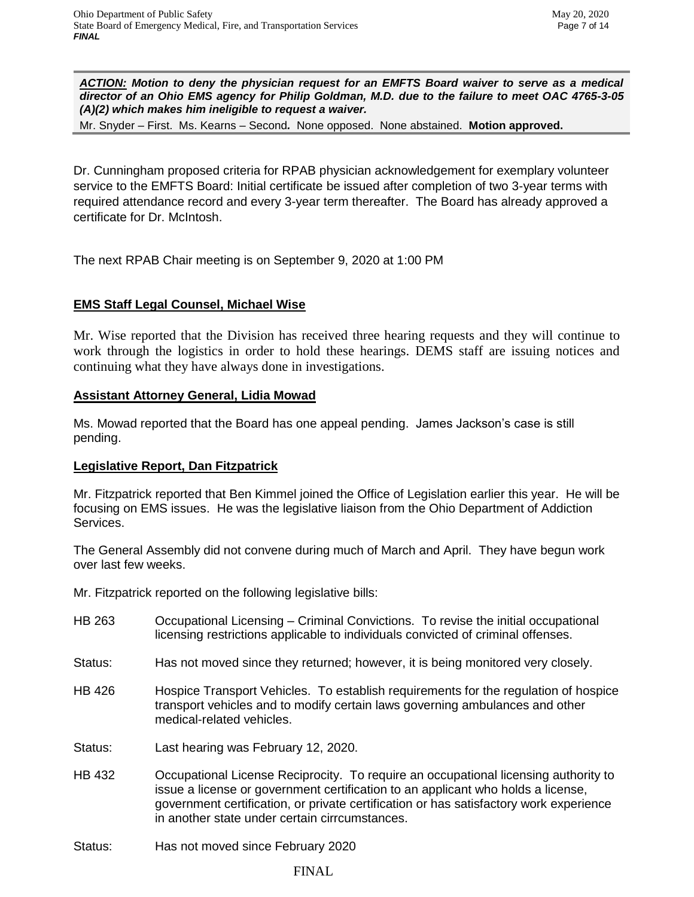***ACTION:*** ***Motion to deny the physician request for an EMFTS Board waiver to serve as a medical director of an Ohio EMS agency for Philip Goldman, M.D. due to the failure to meet OAC 4765-3-05 (A)(2) which makes him ineligible to request a waiver.***
Mr. Snyder – First. Ms. Kearns – Second. None opposed. None abstained. **Motion approved.**

Dr. Cunningham proposed criteria for RPAB physician acknowledgement for exemplary volunteer service to the EMFTS Board: Initial certificate be issued after completion of two 3-year terms with required attendance record and every 3-year term thereafter. The Board has already approved a certificate for Dr. McIntosh.

The next RPAB Chair meeting is on September 9, 2020 at 1:00 PM

**EMS Staff Legal Counsel, Michael Wise**

Mr. Wise reported that the Division has received three hearing requests and they will continue to work through the logistics in order to hold these hearings. DEMS staff are issuing notices and continuing what they have always done in investigations.

**Assistant Attorney General, Lidia Mowad**

Ms. Mowad reported that the Board has one appeal pending. James Jackson's case is still pending.

**Legislative Report, Dan Fitzpatrick**

Mr. Fitzpatrick reported that Ben Kimmel joined the Office of Legislation earlier this year. He will be focusing on EMS issues. He was the legislative liaison from the Ohio Department of Addiction Services.

The General Assembly did not convene during much of March and April. They have begun work over last few weeks.

Mr. Fitzpatrick reported on the following legislative bills:

HB 263 — Occupational Licensing – Criminal Convictions. To revise the initial occupational licensing restrictions applicable to individuals convicted of criminal offenses.

Status: Has not moved since they returned; however, it is being monitored very closely.

HB 426 — Hospice Transport Vehicles. To establish requirements for the regulation of hospice transport vehicles and to modify certain laws governing ambulances and other medical-related vehicles.

Status: Last hearing was February 12, 2020.

HB 432 — Occupational License Reciprocity. To require an occupational licensing authority to issue a license or government certification to an applicant who holds a license, government certification, or private certification or has satisfactory work experience in another state under certain cirrcumstances.

Status: Has not moved since February 2020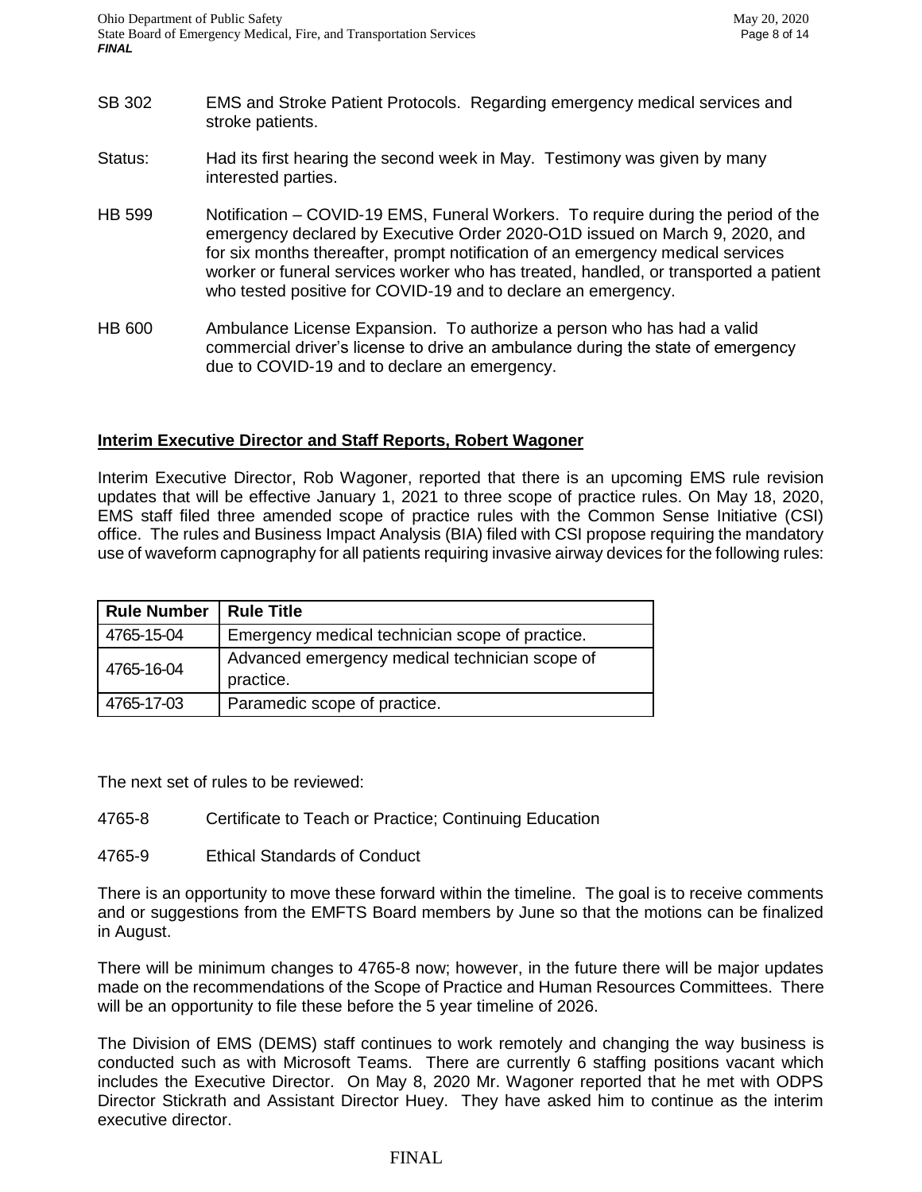SB 302 EMS and Stroke Patient Protocols. Regarding emergency medical services and stroke patients.

Status: Had its first hearing the second week in May. Testimony was given by many interested parties.

HB 599 Notification – COVID-19 EMS, Funeral Workers. To require during the period of the emergency declared by Executive Order 2020-O1D issued on March 9, 2020, and for six months thereafter, prompt notification of an emergency medical services worker or funeral services worker who has treated, handled, or transported a patient who tested positive for COVID-19 and to declare an emergency.

HB 600 Ambulance License Expansion. To authorize a person who has had a valid commercial driver's license to drive an ambulance during the state of emergency due to COVID-19 and to declare an emergency.

## Interim Executive Director and Staff Reports, Robert Wagoner

Interim Executive Director, Rob Wagoner, reported that there is an upcoming EMS rule revision updates that will be effective January 1, 2021 to three scope of practice rules. On May 18, 2020, EMS staff filed three amended scope of practice rules with the Common Sense Initiative (CSI) office. The rules and Business Impact Analysis (BIA) filed with CSI propose requiring the mandatory use of waveform capnography for all patients requiring invasive airway devices for the following rules:

| Rule Number | Rule Title |
|---|---|
| 4765-15-04 | Emergency medical technician scope of practice. |
| 4765-16-04 | Advanced emergency medical technician scope of practice. |
| 4765-17-03 | Paramedic scope of practice. |

The next set of rules to be reviewed:

4765-8 Certificate to Teach or Practice; Continuing Education

4765-9 Ethical Standards of Conduct

There is an opportunity to move these forward within the timeline. The goal is to receive comments and or suggestions from the EMFTS Board members by June so that the motions can be finalized in August.

There will be minimum changes to 4765-8 now; however, in the future there will be major updates made on the recommendations of the Scope of Practice and Human Resources Committees. There will be an opportunity to file these before the 5 year timeline of 2026.

The Division of EMS (DEMS) staff continues to work remotely and changing the way business is conducted such as with Microsoft Teams. There are currently 6 staffing positions vacant which includes the Executive Director. On May 8, 2020 Mr. Wagoner reported that he met with ODPS Director Stickrath and Assistant Director Huey. They have asked him to continue as the interim executive director.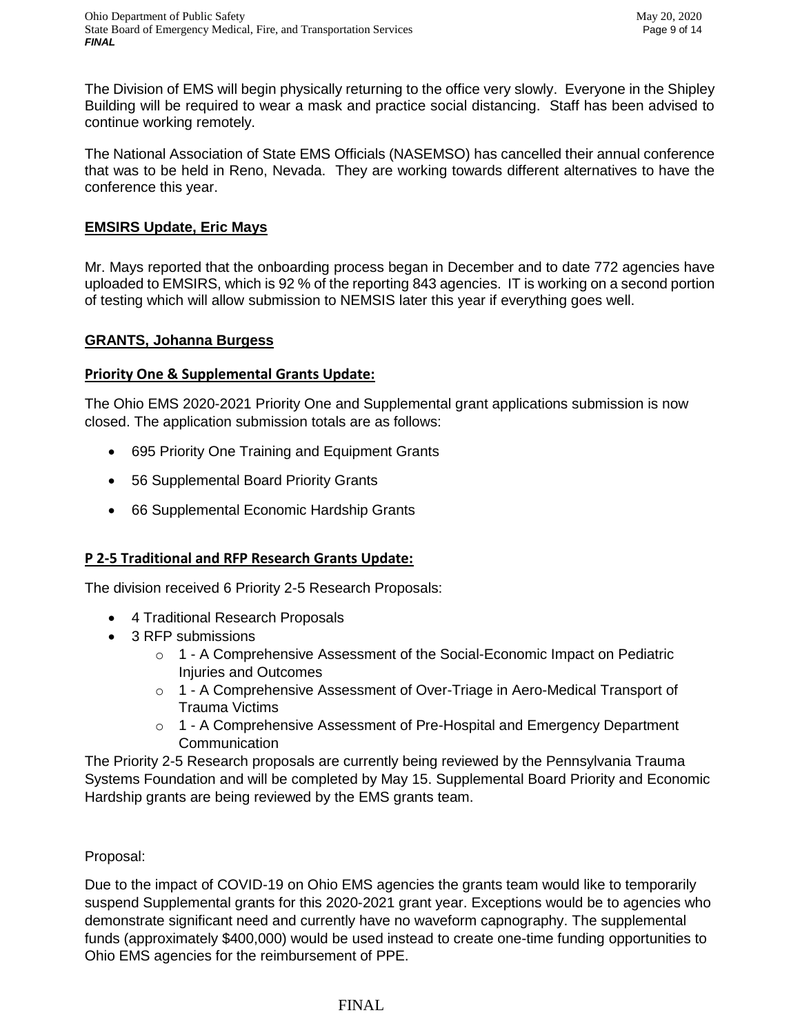The Division of EMS will begin physically returning to the office very slowly. Everyone in the Shipley Building will be required to wear a mask and practice social distancing. Staff has been advised to continue working remotely.

The National Association of State EMS Officials (NASEMSO) has cancelled their annual conference that was to be held in Reno, Nevada. They are working towards different alternatives to have the conference this year.

## EMSIRS Update, Eric Mays

Mr. Mays reported that the onboarding process began in December and to date 772 agencies have uploaded to EMSIRS, which is 92 % of the reporting 843 agencies. IT is working on a second portion of testing which will allow submission to NEMSIS later this year if everything goes well.

## GRANTS, Johanna Burgess

### Priority One & Supplemental Grants Update:

The Ohio EMS 2020-2021 Priority One and Supplemental grant applications submission is now closed. The application submission totals are as follows:

- 695 Priority One Training and Equipment Grants
- 56 Supplemental Board Priority Grants
- 66 Supplemental Economic Hardship Grants

### P 2-5 Traditional and RFP Research Grants Update:

The division received 6 Priority 2-5 Research Proposals:

- 4 Traditional Research Proposals
- 3 RFP submissions
  - 1 - A Comprehensive Assessment of the Social-Economic Impact on Pediatric Injuries and Outcomes
  - 1 - A Comprehensive Assessment of Over-Triage in Aero-Medical Transport of Trauma Victims
  - 1 - A Comprehensive Assessment of Pre-Hospital and Emergency Department Communication

The Priority 2-5 Research proposals are currently being reviewed by the Pennsylvania Trauma Systems Foundation and will be completed by May 15. Supplemental Board Priority and Economic Hardship grants are being reviewed by the EMS grants team.

Proposal:

Due to the impact of COVID-19 on Ohio EMS agencies the grants team would like to temporarily suspend Supplemental grants for this 2020-2021 grant year. Exceptions would be to agencies who demonstrate significant need and currently have no waveform capnography. The supplemental funds (approximately $400,000) would be used instead to create one-time funding opportunities to Ohio EMS agencies for the reimbursement of PPE.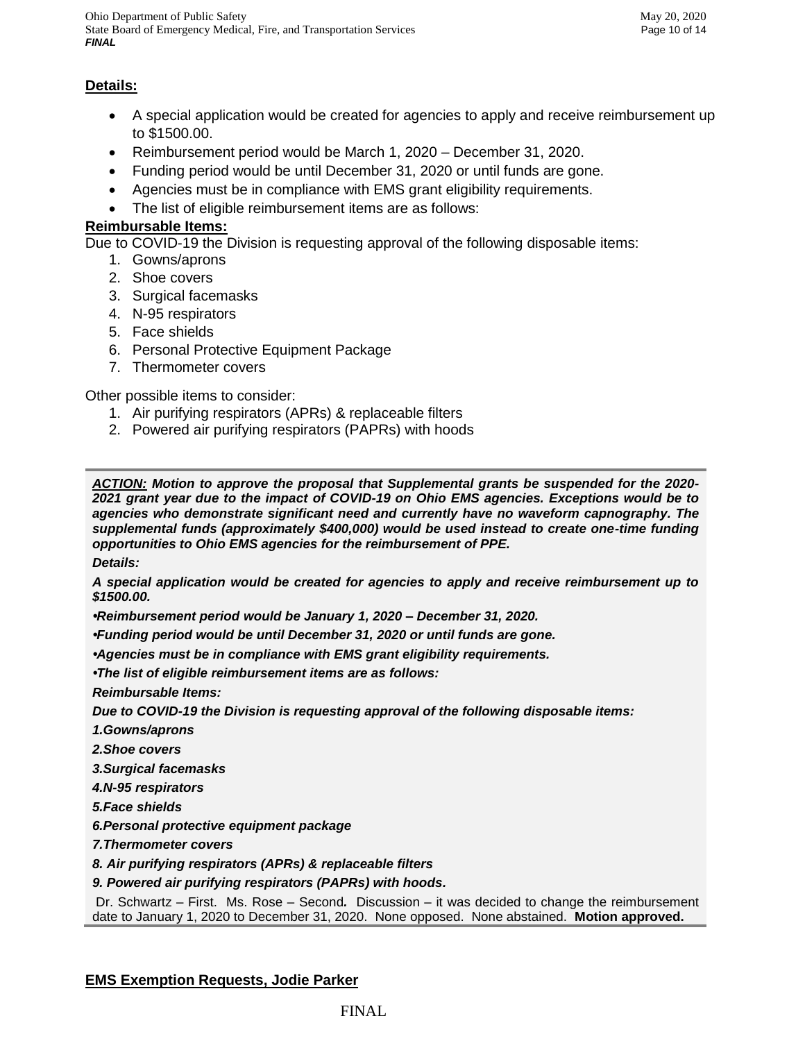**Details:**

- A special application would be created for agencies to apply and receive reimbursement up to $1500.00.
- Reimbursement period would be March 1, 2020 – December 31, 2020.
- Funding period would be until December 31, 2020 or until funds are gone.
- Agencies must be in compliance with EMS grant eligibility requirements.
- The list of eligible reimbursement items are as follows:

**Reimbursable Items:**

Due to COVID-19 the Division is requesting approval of the following disposable items:

1. Gowns/aprons
2. Shoe covers
3. Surgical facemasks
4. N-95 respirators
5. Face shields
6. Personal Protective Equipment Package
7. Thermometer covers

Other possible items to consider:

1. Air purifying respirators (APRs) & replaceable filters
2. Powered air purifying respirators (PAPRs) with hoods

---

***ACTION:*** ***Motion to approve the proposal that Supplemental grants be suspended for the 2020-2021 grant year due to the impact of COVID-19 on Ohio EMS agencies. Exceptions would be to agencies who demonstrate significant need and currently have no waveform capnography. The supplemental funds (approximately $400,000) would be used instead to create one-time funding opportunities to Ohio EMS agencies for the reimbursement of PPE.***

***Details:***

***A special application would be created for agencies to apply and receive reimbursement up to $1500.00.***

***•Reimbursement period would be January 1, 2020 – December 31, 2020.***

***•Funding period would be until December 31, 2020 or until funds are gone.***

***•Agencies must be in compliance with EMS grant eligibility requirements.***

***•The list of eligible reimbursement items are as follows:***

***Reimbursable Items:***

***Due to COVID-19 the Division is requesting approval of the following disposable items:***

***1.Gowns/aprons***

***2.Shoe covers***

***3.Surgical facemasks***

***4.N-95 respirators***

***5.Face shields***

***6.Personal protective equipment package***

***7.Thermometer covers***

***8. Air purifying respirators (APRs) & replaceable filters***

***9. Powered air purifying respirators (PAPRs) with hoods.***

Dr. Schwartz – First. Ms. Rose – Second. Discussion – it was decided to change the reimbursement date to January 1, 2020 to December 31, 2020. None opposed. None abstained. **Motion approved.**

---

**EMS Exemption Requests, Jodie Parker**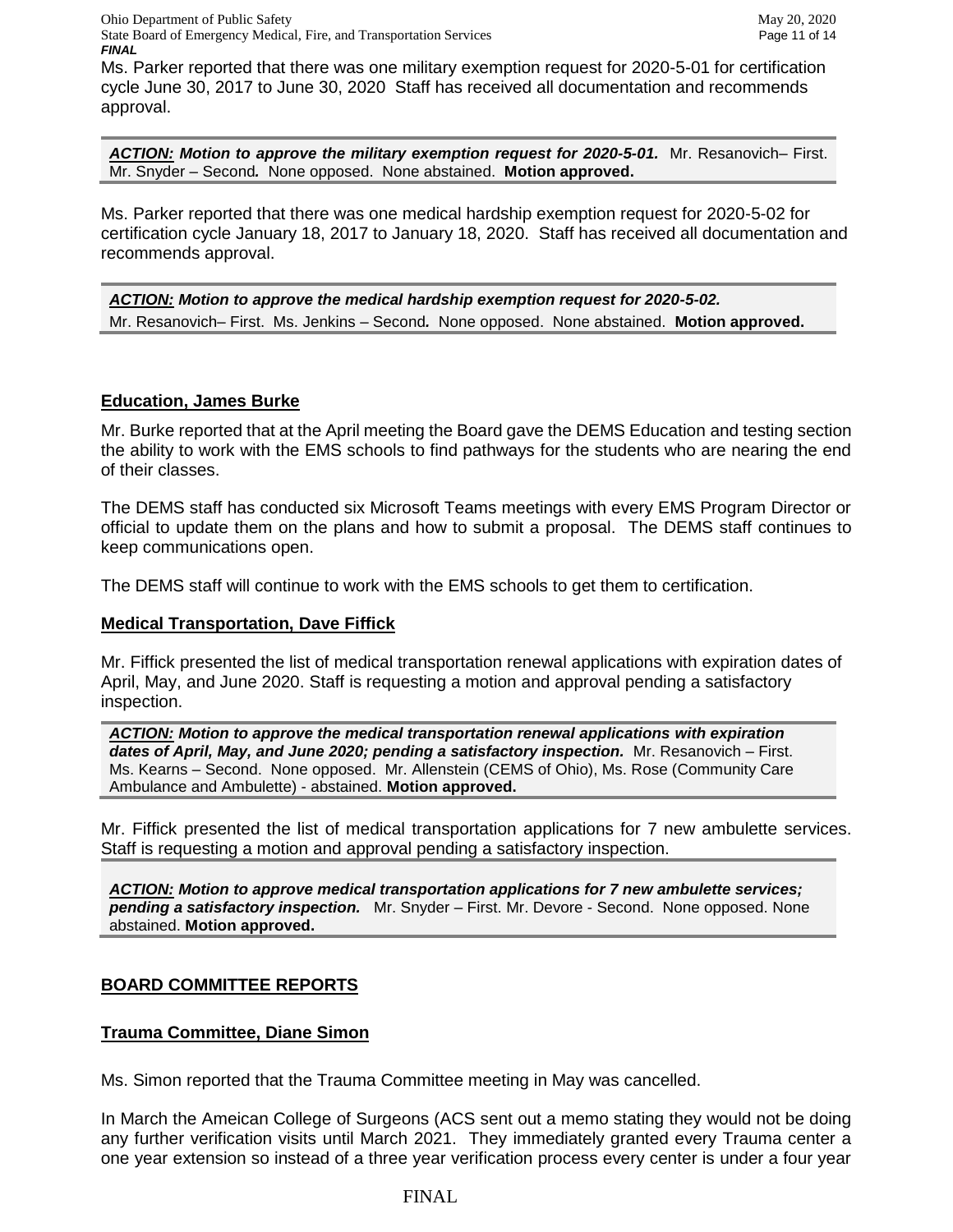Ms. Parker reported that there was one military exemption request for 2020-5-01 for certification cycle June 30, 2017 to June 30, 2020 Staff has received all documentation and recommends approval.

***ACTION:*** ***Motion to approve the military exemption request for 2020-5-01.*** Mr. Resanovich– First. Mr. Snyder – Second***.*** None opposed. None abstained. **Motion approved.**

Ms. Parker reported that there was one medical hardship exemption request for 2020-5-02 for certification cycle January 18, 2017 to January 18, 2020. Staff has received all documentation and recommends approval.

***ACTION:*** ***Motion to approve the medical hardship exemption request for 2020-5-02.*** Mr. Resanovich– First. Ms. Jenkins – Second***.*** None opposed. None abstained. **Motion approved.**

**Education, James Burke**

Mr. Burke reported that at the April meeting the Board gave the DEMS Education and testing section the ability to work with the EMS schools to find pathways for the students who are nearing the end of their classes.

The DEMS staff has conducted six Microsoft Teams meetings with every EMS Program Director or official to update them on the plans and how to submit a proposal. The DEMS staff continues to keep communications open.

The DEMS staff will continue to work with the EMS schools to get them to certification.

**Medical Transportation, Dave Fiffick**

Mr. Fiffick presented the list of medical transportation renewal applications with expiration dates of April, May, and June 2020. Staff is requesting a motion and approval pending a satisfactory inspection.

***ACTION:*** ***Motion to approve the medical transportation renewal applications with expiration dates of April, May, and June 2020; pending a satisfactory inspection.*** Mr. Resanovich – First. Ms. Kearns – Second. None opposed. Mr. Allenstein (CEMS of Ohio), Ms. Rose (Community Care Ambulance and Ambulette) - abstained. **Motion approved.**

Mr. Fiffick presented the list of medical transportation applications for 7 new ambulette services. Staff is requesting a motion and approval pending a satisfactory inspection.

***ACTION:*** ***Motion to approve medical transportation applications for 7 new ambulette services; pending a satisfactory inspection.*** Mr. Snyder – First. Mr. Devore - Second. None opposed. None abstained. **Motion approved.**

**BOARD COMMITTEE REPORTS**

**Trauma Committee, Diane Simon**

Ms. Simon reported that the Trauma Committee meeting in May was cancelled.

In March the Ameican College of Surgeons (ACS sent out a memo stating they would not be doing any further verification visits until March 2021. They immediately granted every Trauma center a one year extension so instead of a three year verification process every center is under a four year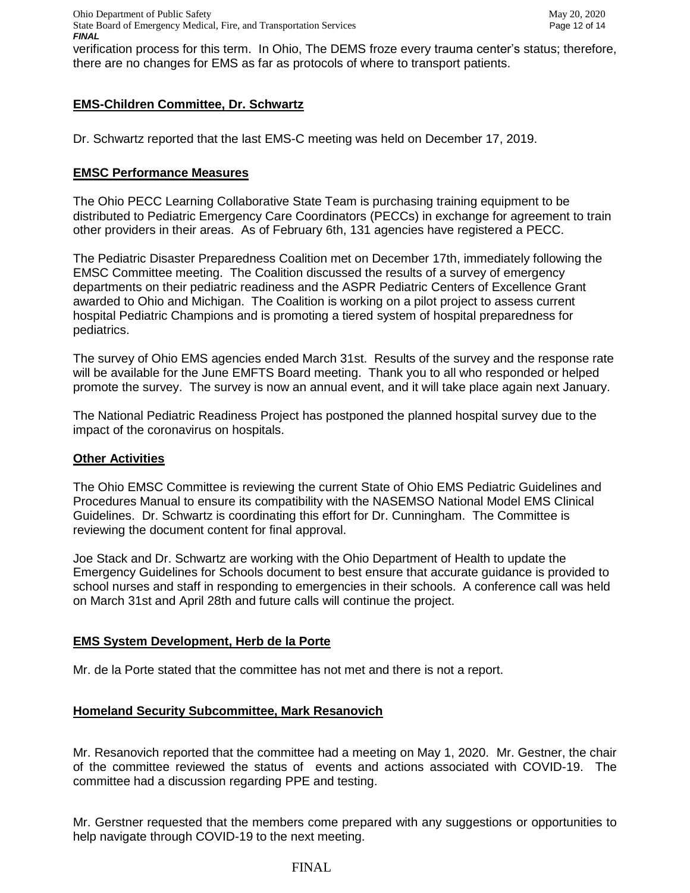verification process for this term. In Ohio, The DEMS froze every trauma center's status; therefore, there are no changes for EMS as far as protocols of where to transport patients.

## EMS-Children Committee, Dr. Schwartz

Dr. Schwartz reported that the last EMS-C meeting was held on December 17, 2019.

## EMSC Performance Measures

The Ohio PECC Learning Collaborative State Team is purchasing training equipment to be distributed to Pediatric Emergency Care Coordinators (PECCs) in exchange for agreement to train other providers in their areas. As of February 6th, 131 agencies have registered a PECC.

The Pediatric Disaster Preparedness Coalition met on December 17th, immediately following the EMSC Committee meeting. The Coalition discussed the results of a survey of emergency departments on their pediatric readiness and the ASPR Pediatric Centers of Excellence Grant awarded to Ohio and Michigan. The Coalition is working on a pilot project to assess current hospital Pediatric Champions and is promoting a tiered system of hospital preparedness for pediatrics.

The survey of Ohio EMS agencies ended March 31st. Results of the survey and the response rate will be available for the June EMFTS Board meeting. Thank you to all who responded or helped promote the survey. The survey is now an annual event, and it will take place again next January.

The National Pediatric Readiness Project has postponed the planned hospital survey due to the impact of the coronavirus on hospitals.

## Other Activities

The Ohio EMSC Committee is reviewing the current State of Ohio EMS Pediatric Guidelines and Procedures Manual to ensure its compatibility with the NASEMSO National Model EMS Clinical Guidelines. Dr. Schwartz is coordinating this effort for Dr. Cunningham. The Committee is reviewing the document content for final approval.

Joe Stack and Dr. Schwartz are working with the Ohio Department of Health to update the Emergency Guidelines for Schools document to best ensure that accurate guidance is provided to school nurses and staff in responding to emergencies in their schools. A conference call was held on March 31st and April 28th and future calls will continue the project.

## EMS System Development, Herb de la Porte

Mr. de la Porte stated that the committee has not met and there is not a report.

## Homeland Security Subcommittee, Mark Resanovich

Mr. Resanovich reported that the committee had a meeting on May 1, 2020. Mr. Gestner, the chair of the committee reviewed the status of events and actions associated with COVID-19. The committee had a discussion regarding PPE and testing.

Mr. Gerstner requested that the members come prepared with any suggestions or opportunities to help navigate through COVID-19 to the next meeting.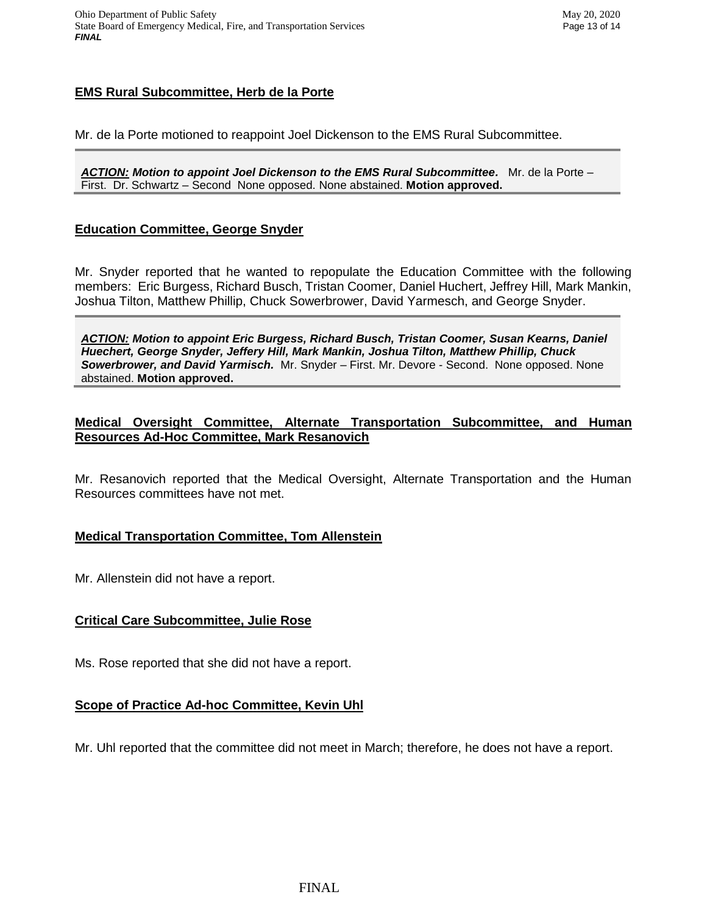**EMS Rural Subcommittee, Herb de la Porte**

Mr. de la Porte motioned to reappoint Joel Dickenson to the EMS Rural Subcommittee.

***ACTION:*** ***Motion to appoint Joel Dickenson to the EMS Rural Subcommittee.*** Mr. de la Porte – First. Dr. Schwartz – Second None opposed. None abstained. **Motion approved.**

**Education Committee, George Snyder**

Mr. Snyder reported that he wanted to repopulate the Education Committee with the following members: Eric Burgess, Richard Busch, Tristan Coomer, Daniel Huchert, Jeffrey Hill, Mark Mankin, Joshua Tilton, Matthew Phillip, Chuck Sowerbrower, David Yarmesch, and George Snyder.

***ACTION:*** ***Motion to appoint Eric Burgess, Richard Busch, Tristan Coomer, Susan Kearns, Daniel Huechert, George Snyder, Jeffery Hill, Mark Mankin, Joshua Tilton, Matthew Phillip, Chuck Sowerbrower, and David Yarmisch.*** Mr. Snyder – First. Mr. Devore - Second. None opposed. None abstained. **Motion approved.**

**Medical Oversight Committee, Alternate Transportation Subcommittee, and Human Resources Ad-Hoc Committee, Mark Resanovich**

Mr. Resanovich reported that the Medical Oversight, Alternate Transportation and the Human Resources committees have not met.

**Medical Transportation Committee, Tom Allenstein**

Mr. Allenstein did not have a report.

**Critical Care Subcommittee, Julie Rose**

Ms. Rose reported that she did not have a report.

**Scope of Practice Ad-hoc Committee, Kevin Uhl**

Mr. Uhl reported that the committee did not meet in March; therefore, he does not have a report.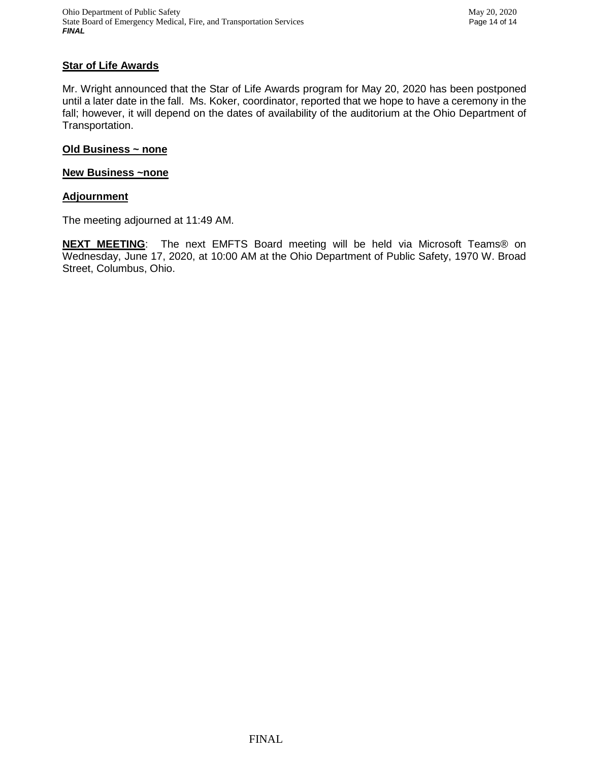**Star of Life Awards**

Mr. Wright announced that the Star of Life Awards program for May 20, 2020 has been postponed until a later date in the fall. Ms. Koker, coordinator, reported that we hope to have a ceremony in the fall; however, it will depend on the dates of availability of the auditorium at the Ohio Department of Transportation.

**Old Business ~ none**

**New Business ~none**

**Adjournment**

The meeting adjourned at 11:49 AM.

**NEXT MEETING**: The next EMFTS Board meeting will be held via Microsoft Teams® on Wednesday, June 17, 2020, at 10:00 AM at the Ohio Department of Public Safety, 1970 W. Broad Street, Columbus, Ohio.